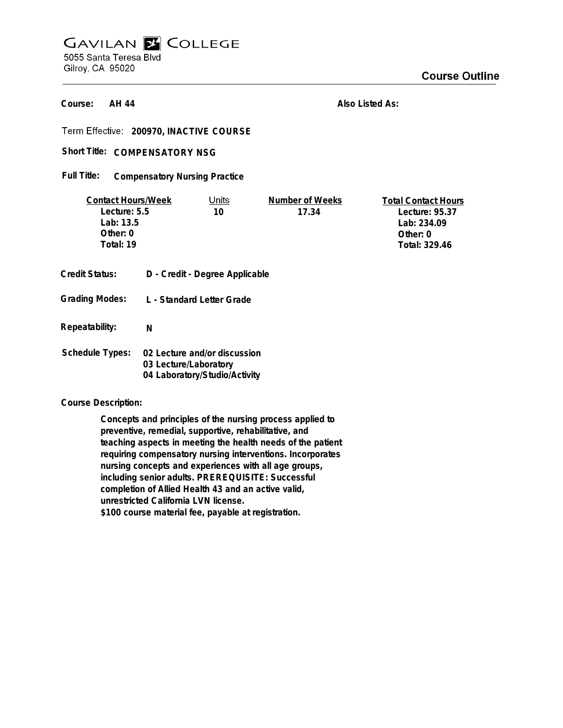# GAVILAN COLLEGE

5055 Santa Teresa Blvd
Gilroy, CA 95020

## Course Outline

**Course:** AH 44

**Also Listed As:**

Term Effective: **200970, INACTIVE COURSE**

**Short Title:** COMPENSATORY NSG

**Full Title:** Compensatory Nursing Practice

| Contact Hours/Week | Units | Number of Weeks | Total Contact Hours |
|---|---|---|---|
| Lecture: 5.5 | 10 | 17.34 | Lecture: 95.37 |
| Lab: 13.5 | | | Lab: 234.09 |
| Other: 0 | | | Other: 0 |
| Total: 19 | | | Total: 329.46 |

**Credit Status:** D - Credit - Degree Applicable

**Grading Modes:** L - Standard Letter Grade

**Repeatability:** N

**Schedule Types:**
- 02 Lecture and/or discussion
- 03 Lecture/Laboratory
- 04 Laboratory/Studio/Activity

**Course Description:**

Concepts and principles of the nursing process applied to preventive, remedial, supportive, rehabilitative, and teaching aspects in meeting the health needs of the patient requiring compensatory nursing interventions. Incorporates nursing concepts and experiences with all age groups, including senior adults. PREREQUISITE: Successful completion of Allied Health 43 and an active valid, unrestricted California LVN license.
$100 course material fee, payable at registration.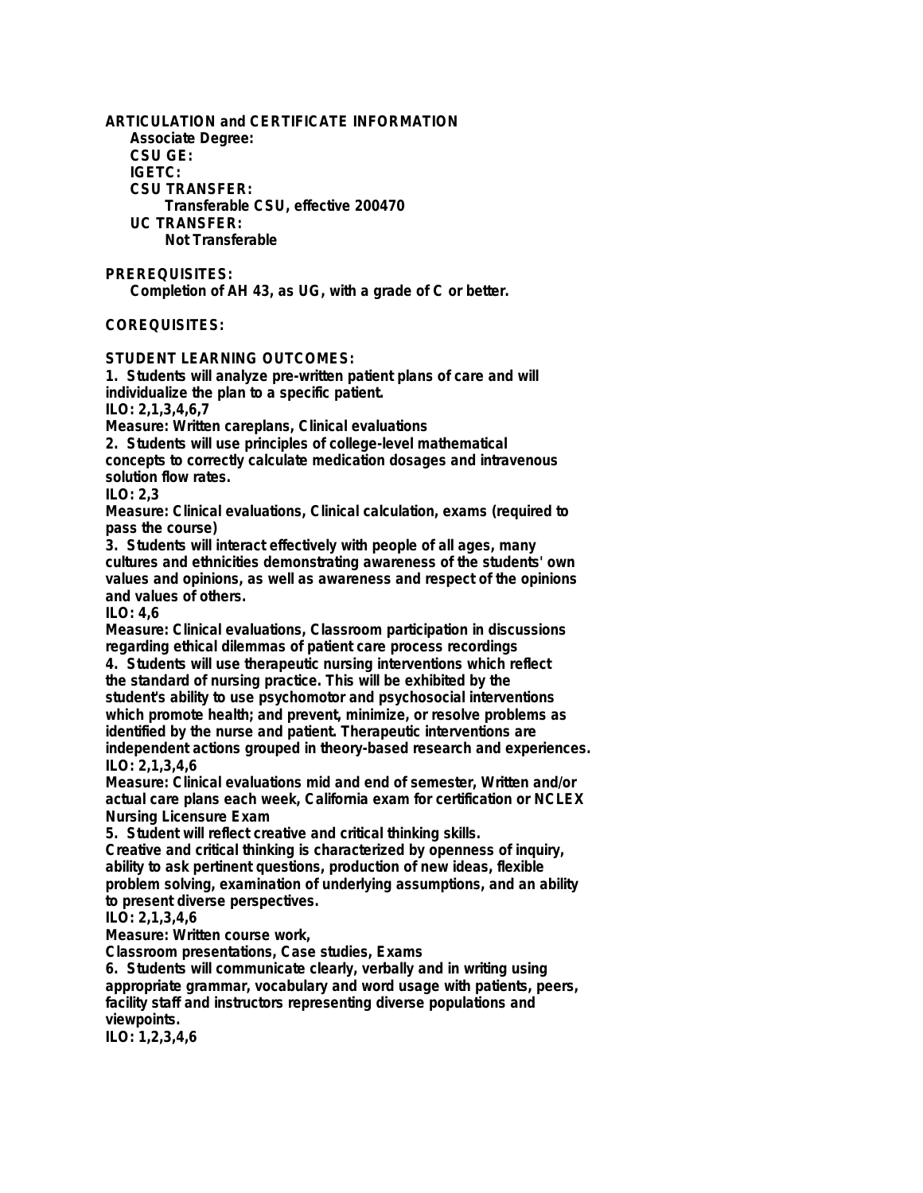## ARTICULATION and CERTIFICATE INFORMATION

**Associate Degree:**

**CSU GE:**

**IGETC:**

**CSU TRANSFER:**

Transferable CSU, effective 200470

**UC TRANSFER:**

Not Transferable

## PREREQUISITES:

Completion of AH 43, as UG, with a grade of C or better.

## COREQUISITES:

## STUDENT LEARNING OUTCOMES:

1. Students will analyze pre-written patient plans of care and will individualize the plan to a specific patient.
ILO: 2,1,3,4,6,7
Measure: Written careplans, Clinical evaluations
2. Students will use principles of college-level mathematical concepts to correctly calculate medication dosages and intravenous solution flow rates.
ILO: 2,3
Measure: Clinical evaluations, Clinical calculation, exams (required to pass the course)
3. Students will interact effectively with people of all ages, many cultures and ethnicities demonstrating awareness of the students' own values and opinions, as well as awareness and respect of the opinions and values of others.
ILO: 4,6
Measure: Clinical evaluations, Classroom participation in discussions regarding ethical dilemmas of patient care process recordings
4. Students will use therapeutic nursing interventions which reflect the standard of nursing practice. This will be exhibited by the student's ability to use psychomotor and psychosocial interventions which promote health; and prevent, minimize, or resolve problems as identified by the nurse and patient. Therapeutic interventions are independent actions grouped in theory-based research and experiences.
ILO: 2,1,3,4,6
Measure: Clinical evaluations mid and end of semester, Written and/or actual care plans each week, California exam for certification or NCLEX Nursing Licensure Exam
5. Student will reflect creative and critical thinking skills.
Creative and critical thinking is characterized by openness of inquiry, ability to ask pertinent questions, production of new ideas, flexible problem solving, examination of underlying assumptions, and an ability to present diverse perspectives.
ILO: 2,1,3,4,6
Measure: Written course work,
Classroom presentations, Case studies, Exams
6. Students will communicate clearly, verbally and in writing using appropriate grammar, vocabulary and word usage with patients, peers, facility staff and instructors representing diverse populations and viewpoints.
ILO: 1,2,3,4,6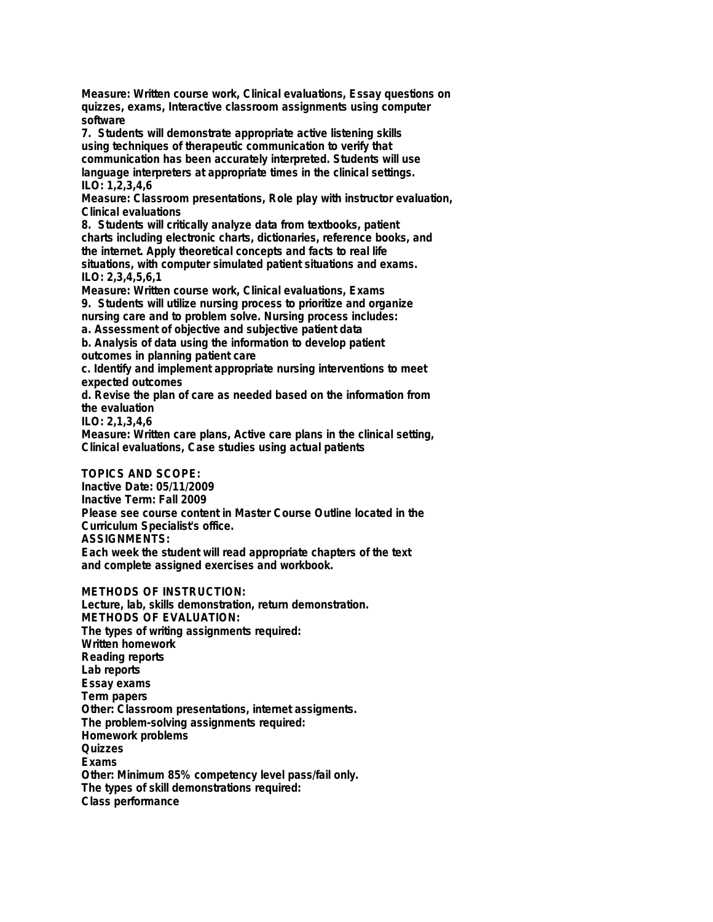**Measure: Written course work, Clinical evaluations, Essay questions on quizzes, exams, Interactive classroom assignments using computer software**

**7. Students will demonstrate appropriate active listening skills using techniques of therapeutic communication to verify that communication has been accurately interpreted. Students will use language interpreters at appropriate times in the clinical settings.**
**ILO: 1,2,3,4,6**
**Measure: Classroom presentations, Role play with instructor evaluation, Clinical evaluations**

**8. Students will critically analyze data from textbooks, patient charts including electronic charts, dictionaries, reference books, and the internet. Apply theoretical concepts and facts to real life situations, with computer simulated patient situations and exams.**
**ILO: 2,3,4,5,6,1**
**Measure: Written course work, Clinical evaluations, Exams**

**9. Students will utilize nursing process to prioritize and organize nursing care and to problem solve. Nursing process includes:**
**a. Assessment of objective and subjective patient data**
**b. Analysis of data using the information to develop patient outcomes in planning patient care**
**c. Identify and implement appropriate nursing interventions to meet expected outcomes**
**d. Revise the plan of care as needed based on the information from the evaluation**
**ILO: 2,1,3,4,6**
**Measure: Written care plans, Active care plans in the clinical setting, Clinical evaluations, Case studies using actual patients**

**TOPICS AND SCOPE:**
**Inactive Date: 05/11/2009**
**Inactive Term: Fall 2009**
**Please see course content in Master Course Outline located in the Curriculum Specialist's office.**

**ASSIGNMENTS:**
**Each week the student will read appropriate chapters of the text and complete assigned exercises and workbook.**

**METHODS OF INSTRUCTION:**
**Lecture, lab, skills demonstration, return demonstration.**

**METHODS OF EVALUATION:**
**The types of writing assignments required:**
**Written homework**
**Reading reports**
**Lab reports**
**Essay exams**
**Term papers**
**Other: Classroom presentations, internet assigments.**
**The problem-solving assignments required:**
**Homework problems**
**Quizzes**
**Exams**
**Other: Minimum 85% competency level pass/fail only.**
**The types of skill demonstrations required:**
**Class performance**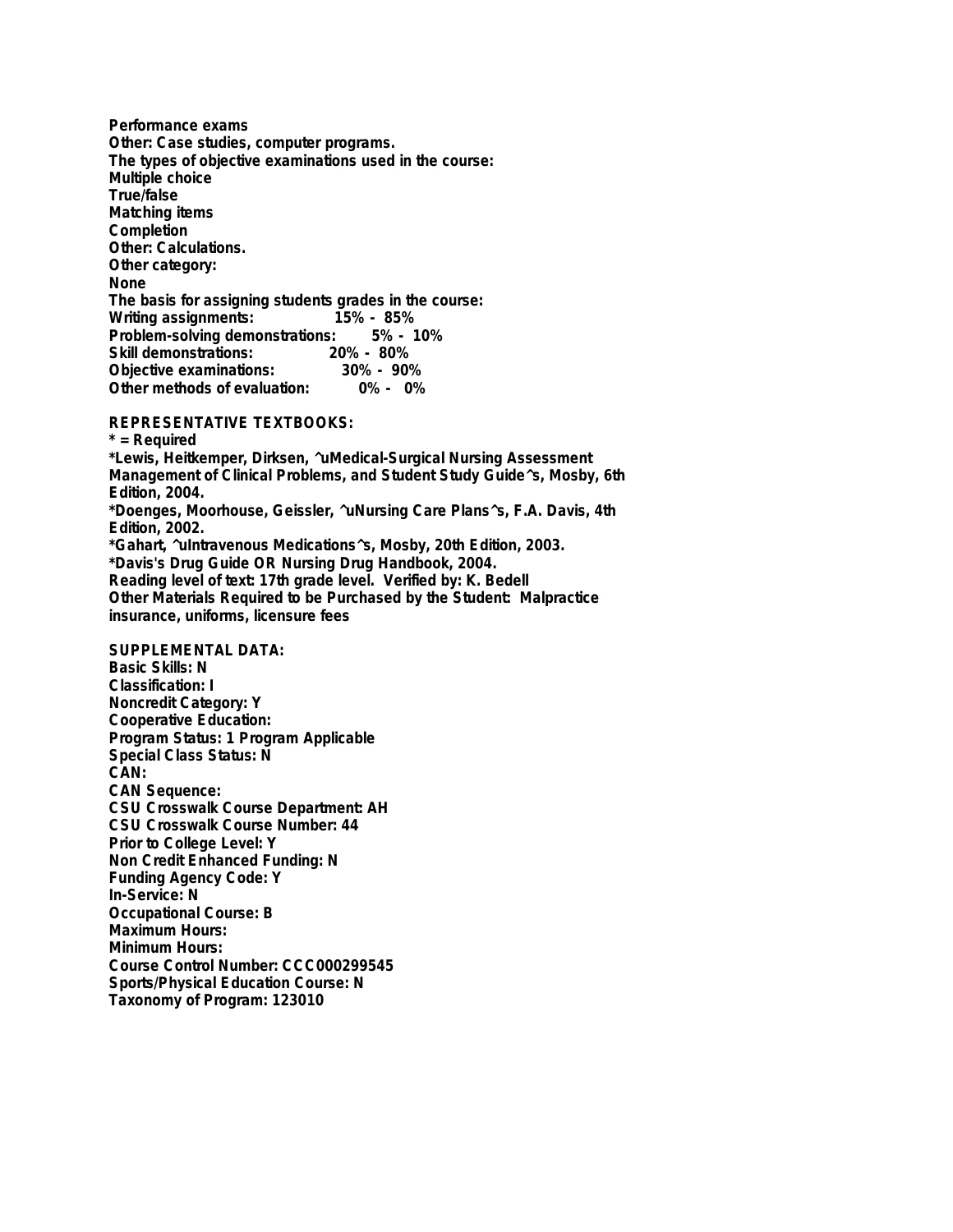**Performance exams**
**Other: Case studies, computer programs.**
**The types of objective examinations used in the course:**
**Multiple choice**
**True/false**
**Matching items**
**Completion**
**Other: Calculations.**
**Other category:**
**None**
**The basis for assigning students grades in the course:**
**Writing assignments: 15% - 85%**
**Problem-solving demonstrations: 5% - 10%**
**Skill demonstrations: 20% - 80%**
**Objective examinations: 30% - 90%**
**Other methods of evaluation: 0% - 0%**

**REPRESENTATIVE TEXTBOOKS:**
**\* = Required**
**\*Lewis, Heitkemper, Dirksen, ^uMedical-Surgical Nursing Assessment Management of Clinical Problems, and Student Study Guide^s, Mosby, 6th Edition, 2004.**
**\*Doenges, Moorhouse, Geissler, ^uNursing Care Plans^s, F.A. Davis, 4th Edition, 2002.**
**\*Gahart, ^uIntravenous Medications^s, Mosby, 20th Edition, 2003.**
**\*Davis's Drug Guide OR Nursing Drug Handbook, 2004.**
**Reading level of text: 17th grade level. Verified by: K. Bedell**
**Other Materials Required to be Purchased by the Student: Malpractice insurance, uniforms, licensure fees**

**SUPPLEMENTAL DATA:**
**Basic Skills: N**
**Classification: I**
**Noncredit Category: Y**
**Cooperative Education:**
**Program Status: 1 Program Applicable**
**Special Class Status: N**
**CAN:**
**CAN Sequence:**
**CSU Crosswalk Course Department: AH**
**CSU Crosswalk Course Number: 44**
**Prior to College Level: Y**
**Non Credit Enhanced Funding: N**
**Funding Agency Code: Y**
**In-Service: N**
**Occupational Course: B**
**Maximum Hours:**
**Minimum Hours:**
**Course Control Number: CCC000299545**
**Sports/Physical Education Course: N**
**Taxonomy of Program: 123010**